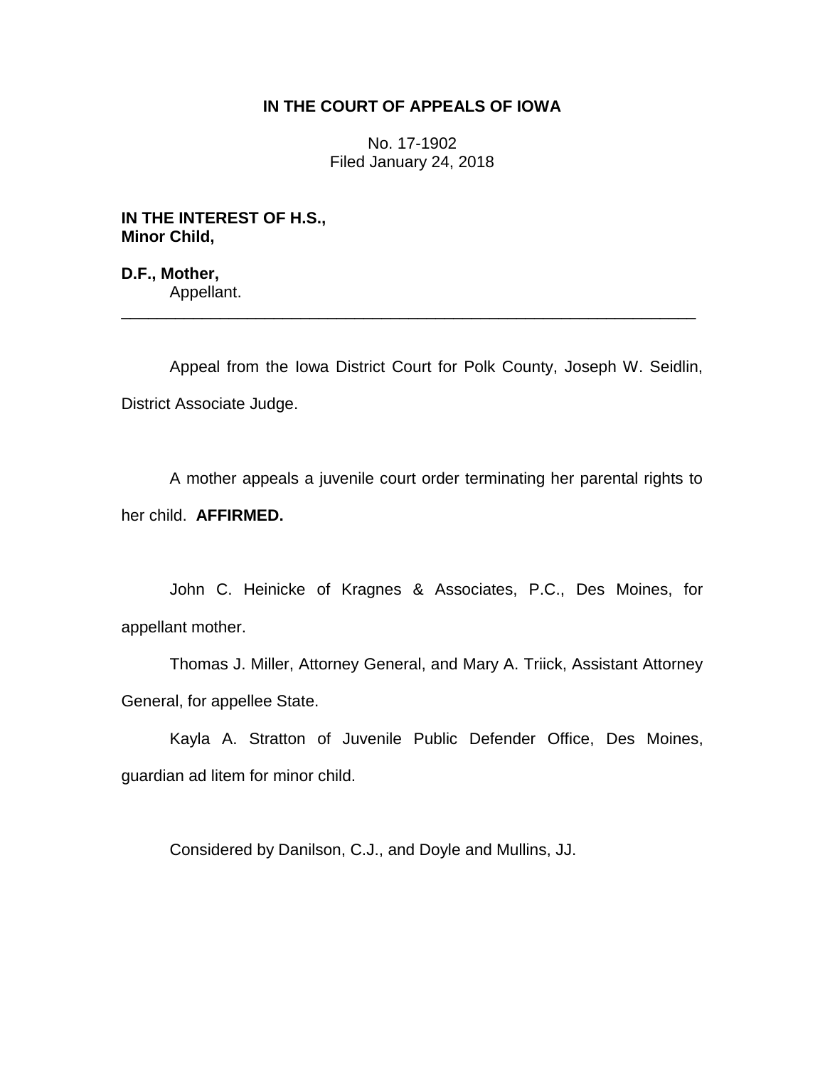**IN THE COURT OF APPEALS OF IOWA**

No. 17-1902
Filed January 24, 2018

**IN THE INTEREST OF H.S.,**
**Minor Child,**

**D.F., Mother,**
Appellant.

---

Appeal from the Iowa District Court for Polk County, Joseph W. Seidlin, District Associate Judge.

A mother appeals a juvenile court order terminating her parental rights to her child. **AFFIRMED.**

John C. Heinicke of Kragnes & Associates, P.C., Des Moines, for appellant mother.

Thomas J. Miller, Attorney General, and Mary A. Triick, Assistant Attorney General, for appellee State.

Kayla A. Stratton of Juvenile Public Defender Office, Des Moines, guardian ad litem for minor child.

Considered by Danilson, C.J., and Doyle and Mullins, JJ.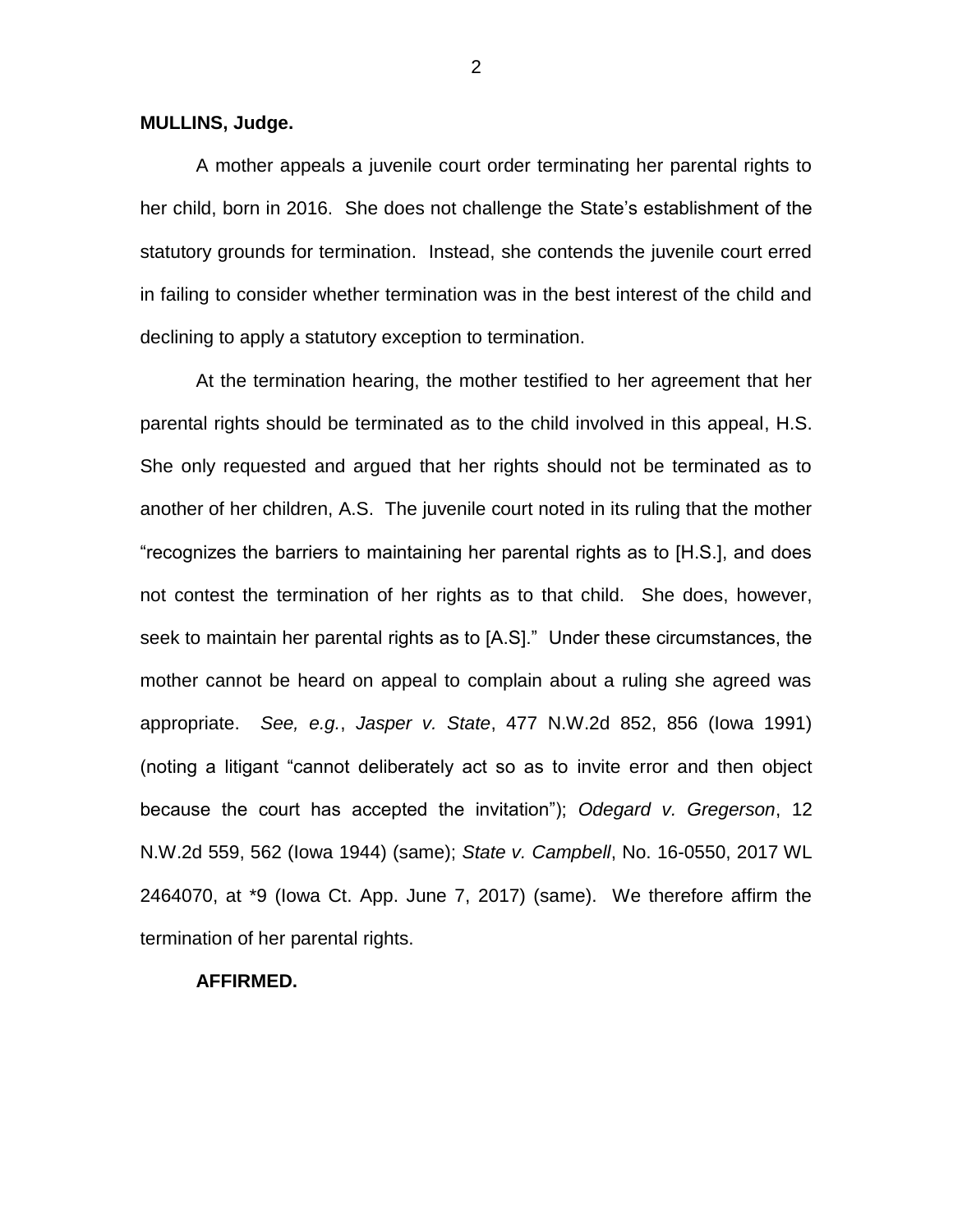**MULLINS, Judge.**

A mother appeals a juvenile court order terminating her parental rights to her child, born in 2016. She does not challenge the State's establishment of the statutory grounds for termination. Instead, she contends the juvenile court erred in failing to consider whether termination was in the best interest of the child and declining to apply a statutory exception to termination.

At the termination hearing, the mother testified to her agreement that her parental rights should be terminated as to the child involved in this appeal, H.S. She only requested and argued that her rights should not be terminated as to another of her children, A.S. The juvenile court noted in its ruling that the mother "recognizes the barriers to maintaining her parental rights as to [H.S.], and does not contest the termination of her rights as to that child. She does, however, seek to maintain her parental rights as to [A.S]." Under these circumstances, the mother cannot be heard on appeal to complain about a ruling she agreed was appropriate. *See, e.g.*, *Jasper v. State*, 477 N.W.2d 852, 856 (Iowa 1991) (noting a litigant "cannot deliberately act so as to invite error and then object because the court has accepted the invitation"); *Odegard v. Gregerson*, 12 N.W.2d 559, 562 (Iowa 1944) (same); *State v. Campbell*, No. 16-0550, 2017 WL 2464070, at *9 (Iowa Ct. App. June 7, 2017) (same). We therefore affirm the termination of her parental rights.

**AFFIRMED.**